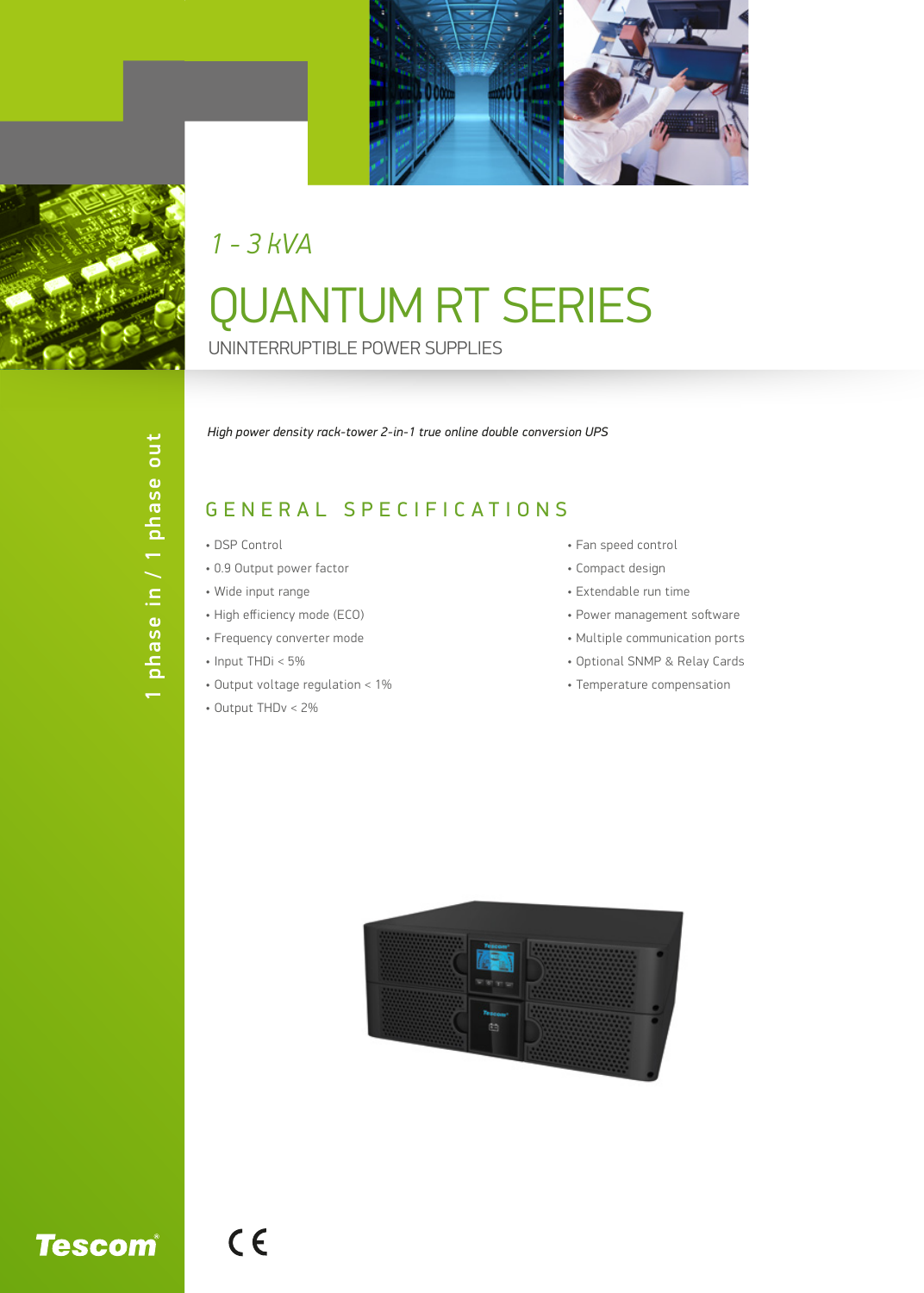*1 - 3 kVA*

# QUANTUM RT SERIES

UNINTERRUPTIBLE POWER SUPPLIES

1 phase in / 1 phase out

*High power density rack-tower 2-in-1 true online double conversion UPS*

## GENERAL SPECIFICATIONS

- DSP Control
- 0.9 Output power factor
- Wide input range
- High efficiency mode (ECO)
- Frequency converter mode
- Input THDi < 5%
- Output voltage regulation < 1%
- Output THDv < 2%
- Fan speed control
- Compact design
- Extendable run time
- Power management software
- Multiple communication ports
- Optional SNMP & Relay Cards
- Temperature compensation

Tescom

CE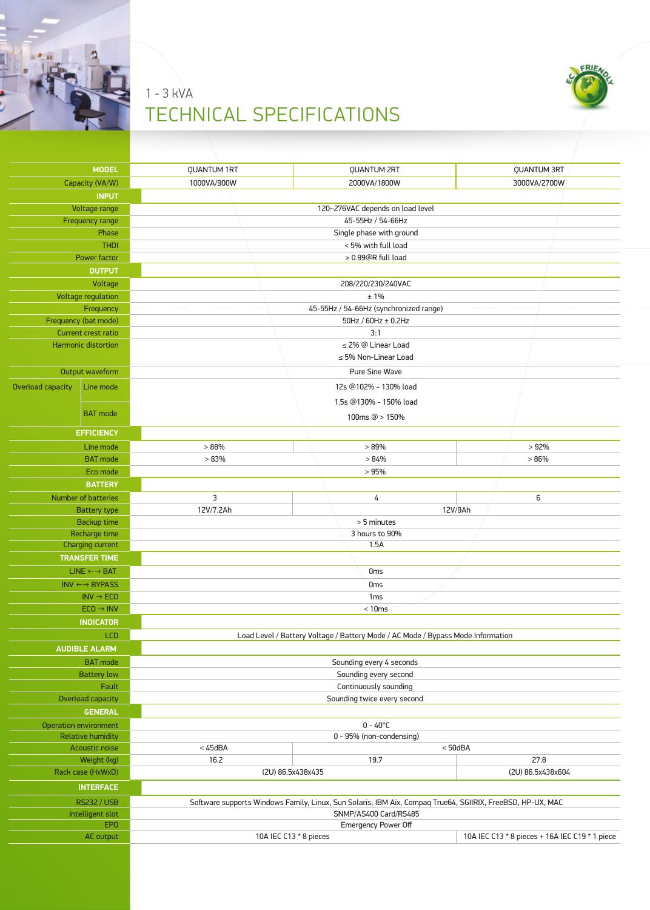1 - 3 kVA

# TECHNICAL SPECIFICATIONS

| MODEL | QUANTUM 1RT | QUANTUM 2RT | QUANTUM 3RT |
|---|---|---|---|
| Capacity (VA/W) | 1000VA/900W | 2000VA/1800W | 3000VA/2700W |
| **INPUT** | | | |
| Voltage range | 120~276VAC depends on load level | | |
| Frequency range | 45-55Hz / 54-66Hz | | |
| Phase | Single phase with ground | | |
| THDI | < 5% with full load | | |
| Power factor | ≥ 0.99@R full load | | |
| **OUTPUT** | | | |
| Voltage | 208/220/230/240VAC | | |
| Voltage regulation | ± 1% | | |
| Frequency | 45-55Hz / 54-66Hz (synchronized range) | | |
| Frequency (bat mode) | 50Hz / 60Hz ± 0.2Hz | | |
| Current crest ratio | 3:1 | | |
| Harmonic distortion | ≤ 2% @ Linear Load<br>≤ 5% Non-Linear Load | | |
| Output waveform | Pure Sine Wave | | |
| Overload capacity – Line mode | 12s @102% - 130% load<br>1.5s @130% - 150% load | | |
| Overload capacity – BAT mode | 100ms @ > 150% | | |
| **EFFICIENCY** | | | |
| Line mode | > 88% | > 89% | > 92% |
| BAT mode | > 83% | > 84% | > 86% |
| Eco mode | > 95% | | |
| **BATTERY** | | | |
| Number of batteries | 3 | 4 | 6 |
| Battery type | 12V/7.2Ah | 12V/9Ah | |
| Backup time | > 5 minutes | | |
| Recharge time | 3 hours to 90% | | |
| Charging current | 1.5A | | |
| **TRANSFER TIME** | | | |
| LINE ←→ BAT | 0ms | | |
| INV ←→ BYPASS | 0ms | | |
| INV → ECO | 1ms | | |
| ECO → INV | < 10ms | | |
| **INDICATOR** | | | |
| LCD | Load Level / Battery Voltage / Battery Mode / AC Mode / Bypass Mode Information | | |
| **AUDIBLE ALARM** | | | |
| BAT mode | Sounding every 4 seconds | | |
| Battery low | Sounding every second | | |
| Fault | Continuously sounding | | |
| Overload capacity | Sounding twice every second | | |
| **GENERAL** | | | |
| Operation environment | 0 - 40°C | | |
| Relative humidity | 0 - 95% (non-condensing) | | |
| Acoustic noise | < 45dBA | < 50dBA | |
| Weight (kg) | 16.2 | 19.7 | 27.8 |
| Rack case (HxWxD) | (2U) 86.5x438x435 | | (2U) 86.5x438x604 |
| **INTERFACE** | | | |
| RS232 / USB | Software supports Windows Family, Linux, Sun Solaris, IBM Aix, Compaq True64, SGIIRIX, FreeBSD, HP-UX, MAC | | |
| Intelligent slot | SNMP/AS400 Card/RS485 | | |
| EPO | Emergency Power Off | | |
| AC output | 10A IEC C13 * 8 pieces | | 10A IEC C13 * 8 pieces + 16A IEC C19 * 1 piece |